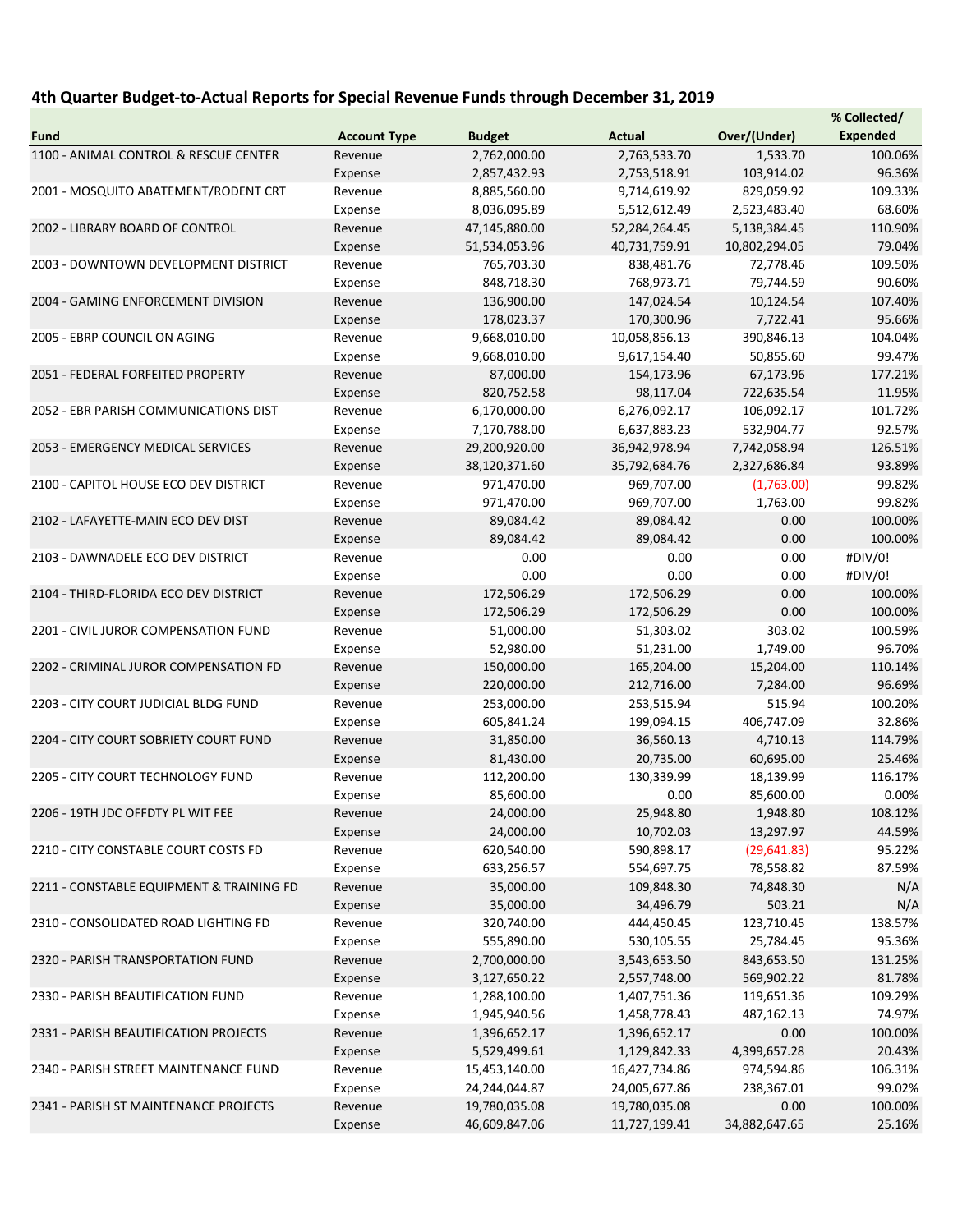## 4th Quarter Budget-to-Actual Reports for Special Revenue Funds through December 31, 2019

| Fund | Account Type | Budget | Actual | Over/(Under) | % Collected/ Expended |
|---|---|---|---|---|---|
| 1100 - ANIMAL CONTROL & RESCUE CENTER | Revenue | 2,762,000.00 | 2,763,533.70 | 1,533.70 | 100.06% |
| | Expense | 2,857,432.93 | 2,753,518.91 | 103,914.02 | 96.36% |
| 2001 - MOSQUITO ABATEMENT/RODENT CRT | Revenue | 8,885,560.00 | 9,714,619.92 | 829,059.92 | 109.33% |
| | Expense | 8,036,095.89 | 5,512,612.49 | 2,523,483.40 | 68.60% |
| 2002 - LIBRARY BOARD OF CONTROL | Revenue | 47,145,880.00 | 52,284,264.45 | 5,138,384.45 | 110.90% |
| | Expense | 51,534,053.96 | 40,731,759.91 | 10,802,294.05 | 79.04% |
| 2003 - DOWNTOWN DEVELOPMENT DISTRICT | Revenue | 765,703.30 | 838,481.76 | 72,778.46 | 109.50% |
| | Expense | 848,718.30 | 768,973.71 | 79,744.59 | 90.60% |
| 2004 - GAMING ENFORCEMENT DIVISION | Revenue | 136,900.00 | 147,024.54 | 10,124.54 | 107.40% |
| | Expense | 178,023.37 | 170,300.96 | 7,722.41 | 95.66% |
| 2005 - EBRP COUNCIL ON AGING | Revenue | 9,668,010.00 | 10,058,856.13 | 390,846.13 | 104.04% |
| | Expense | 9,668,010.00 | 9,617,154.40 | 50,855.60 | 99.47% |
| 2051 - FEDERAL FORFEITED PROPERTY | Revenue | 87,000.00 | 154,173.96 | 67,173.96 | 177.21% |
| | Expense | 820,752.58 | 98,117.04 | 722,635.54 | 11.95% |
| 2052 - EBR PARISH COMMUNICATIONS DIST | Revenue | 6,170,000.00 | 6,276,092.17 | 106,092.17 | 101.72% |
| | Expense | 7,170,788.00 | 6,637,883.23 | 532,904.77 | 92.57% |
| 2053 - EMERGENCY MEDICAL SERVICES | Revenue | 29,200,920.00 | 36,942,978.94 | 7,742,058.94 | 126.51% |
| | Expense | 38,120,371.60 | 35,792,684.76 | 2,327,686.84 | 93.89% |
| 2100 - CAPITOL HOUSE ECO DEV DISTRICT | Revenue | 971,470.00 | 969,707.00 | (1,763.00) | 99.82% |
| | Expense | 971,470.00 | 969,707.00 | 1,763.00 | 99.82% |
| 2102 - LAFAYETTE-MAIN ECO DEV DIST | Revenue | 89,084.42 | 89,084.42 | 0.00 | 100.00% |
| | Expense | 89,084.42 | 89,084.42 | 0.00 | 100.00% |
| 2103 - DAWNADELE ECO DEV DISTRICT | Revenue | 0.00 | 0.00 | 0.00 | #DIV/0! |
| | Expense | 0.00 | 0.00 | 0.00 | #DIV/0! |
| 2104 - THIRD-FLORIDA ECO DEV DISTRICT | Revenue | 172,506.29 | 172,506.29 | 0.00 | 100.00% |
| | Expense | 172,506.29 | 172,506.29 | 0.00 | 100.00% |
| 2201 - CIVIL JUROR COMPENSATION FUND | Revenue | 51,000.00 | 51,303.02 | 303.02 | 100.59% |
| | Expense | 52,980.00 | 51,231.00 | 1,749.00 | 96.70% |
| 2202 - CRIMINAL JUROR COMPENSATION FD | Revenue | 150,000.00 | 165,204.00 | 15,204.00 | 110.14% |
| | Expense | 220,000.00 | 212,716.00 | 7,284.00 | 96.69% |
| 2203 - CITY COURT JUDICIAL BLDG FUND | Revenue | 253,000.00 | 253,515.94 | 515.94 | 100.20% |
| | Expense | 605,841.24 | 199,094.15 | 406,747.09 | 32.86% |
| 2204 - CITY COURT SOBRIETY COURT FUND | Revenue | 31,850.00 | 36,560.13 | 4,710.13 | 114.79% |
| | Expense | 81,430.00 | 20,735.00 | 60,695.00 | 25.46% |
| 2205 - CITY COURT TECHNOLOGY FUND | Revenue | 112,200.00 | 130,339.99 | 18,139.99 | 116.17% |
| | Expense | 85,600.00 | 0.00 | 85,600.00 | 0.00% |
| 2206 - 19TH JDC OFFDTY PL WIT FEE | Revenue | 24,000.00 | 25,948.80 | 1,948.80 | 108.12% |
| | Expense | 24,000.00 | 10,702.03 | 13,297.97 | 44.59% |
| 2210 - CITY CONSTABLE COURT COSTS FD | Revenue | 620,540.00 | 590,898.17 | (29,641.83) | 95.22% |
| | Expense | 633,256.57 | 554,697.75 | 78,558.82 | 87.59% |
| 2211 - CONSTABLE EQUIPMENT & TRAINING FD | Revenue | 35,000.00 | 109,848.30 | 74,848.30 | N/A |
| | Expense | 35,000.00 | 34,496.79 | 503.21 | N/A |
| 2310 - CONSOLIDATED ROAD LIGHTING FD | Revenue | 320,740.00 | 444,450.45 | 123,710.45 | 138.57% |
| | Expense | 555,890.00 | 530,105.55 | 25,784.45 | 95.36% |
| 2320 - PARISH TRANSPORTATION FUND | Revenue | 2,700,000.00 | 3,543,653.50 | 843,653.50 | 131.25% |
| | Expense | 3,127,650.22 | 2,557,748.00 | 569,902.22 | 81.78% |
| 2330 - PARISH BEAUTIFICATION FUND | Revenue | 1,288,100.00 | 1,407,751.36 | 119,651.36 | 109.29% |
| | Expense | 1,945,940.56 | 1,458,778.43 | 487,162.13 | 74.97% |
| 2331 - PARISH BEAUTIFICATION PROJECTS | Revenue | 1,396,652.17 | 1,396,652.17 | 0.00 | 100.00% |
| | Expense | 5,529,499.61 | 1,129,842.33 | 4,399,657.28 | 20.43% |
| 2340 - PARISH STREET MAINTENANCE FUND | Revenue | 15,453,140.00 | 16,427,734.86 | 974,594.86 | 106.31% |
| | Expense | 24,244,044.87 | 24,005,677.86 | 238,367.01 | 99.02% |
| 2341 - PARISH ST MAINTENANCE PROJECTS | Revenue | 19,780,035.08 | 19,780,035.08 | 0.00 | 100.00% |
| | Expense | 46,609,847.06 | 11,727,199.41 | 34,882,647.65 | 25.16% |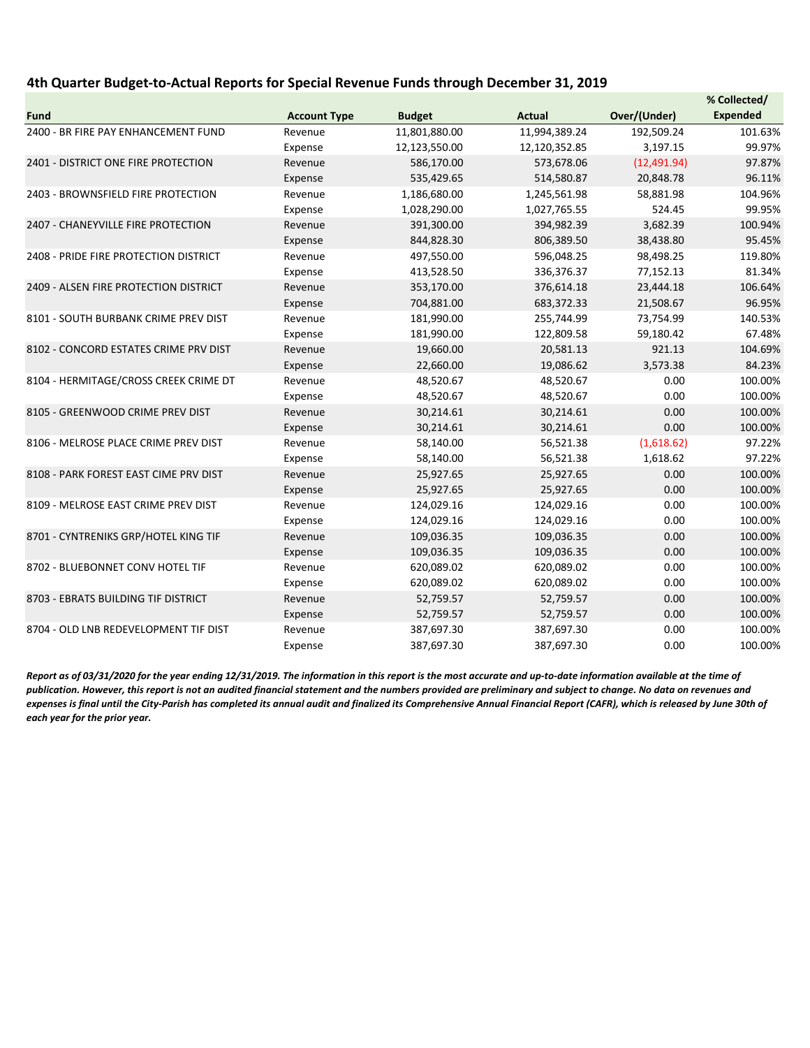## 4th Quarter Budget-to-Actual Reports for Special Revenue Funds through December 31, 2019

| Fund | Account Type | Budget | Actual | Over/(Under) | % Collected/ Expended |
|---|---|---|---|---|---|
| 2400 - BR FIRE PAY ENHANCEMENT FUND | Revenue | 11,801,880.00 | 11,994,389.24 | 192,509.24 | 101.63% |
| | Expense | 12,123,550.00 | 12,120,352.85 | 3,197.15 | 99.97% |
| 2401 - DISTRICT ONE FIRE PROTECTION | Revenue | 586,170.00 | 573,678.06 | (12,491.94) | 97.87% |
| | Expense | 535,429.65 | 514,580.87 | 20,848.78 | 96.11% |
| 2403 - BROWNSFIELD FIRE PROTECTION | Revenue | 1,186,680.00 | 1,245,561.98 | 58,881.98 | 104.96% |
| | Expense | 1,028,290.00 | 1,027,765.55 | 524.45 | 99.95% |
| 2407 - CHANEYVILLE FIRE PROTECTION | Revenue | 391,300.00 | 394,982.39 | 3,682.39 | 100.94% |
| | Expense | 844,828.30 | 806,389.50 | 38,438.80 | 95.45% |
| 2408 - PRIDE FIRE PROTECTION DISTRICT | Revenue | 497,550.00 | 596,048.25 | 98,498.25 | 119.80% |
| | Expense | 413,528.50 | 336,376.37 | 77,152.13 | 81.34% |
| 2409 - ALSEN FIRE PROTECTION DISTRICT | Revenue | 353,170.00 | 376,614.18 | 23,444.18 | 106.64% |
| | Expense | 704,881.00 | 683,372.33 | 21,508.67 | 96.95% |
| 8101 - SOUTH BURBANK CRIME PREV DIST | Revenue | 181,990.00 | 255,744.99 | 73,754.99 | 140.53% |
| | Expense | 181,990.00 | 122,809.58 | 59,180.42 | 67.48% |
| 8102 - CONCORD ESTATES CRIME PRV DIST | Revenue | 19,660.00 | 20,581.13 | 921.13 | 104.69% |
| | Expense | 22,660.00 | 19,086.62 | 3,573.38 | 84.23% |
| 8104 - HERMITAGE/CROSS CREEK CRIME DT | Revenue | 48,520.67 | 48,520.67 | 0.00 | 100.00% |
| | Expense | 48,520.67 | 48,520.67 | 0.00 | 100.00% |
| 8105 - GREENWOOD CRIME PREV DIST | Revenue | 30,214.61 | 30,214.61 | 0.00 | 100.00% |
| | Expense | 30,214.61 | 30,214.61 | 0.00 | 100.00% |
| 8106 - MELROSE PLACE CRIME PREV DIST | Revenue | 58,140.00 | 56,521.38 | (1,618.62) | 97.22% |
| | Expense | 58,140.00 | 56,521.38 | 1,618.62 | 97.22% |
| 8108 - PARK FOREST EAST CIME PRV DIST | Revenue | 25,927.65 | 25,927.65 | 0.00 | 100.00% |
| | Expense | 25,927.65 | 25,927.65 | 0.00 | 100.00% |
| 8109 - MELROSE EAST CRIME PREV DIST | Revenue | 124,029.16 | 124,029.16 | 0.00 | 100.00% |
| | Expense | 124,029.16 | 124,029.16 | 0.00 | 100.00% |
| 8701 - CYNTRENIKS GRP/HOTEL KING TIF | Revenue | 109,036.35 | 109,036.35 | 0.00 | 100.00% |
| | Expense | 109,036.35 | 109,036.35 | 0.00 | 100.00% |
| 8702 - BLUEBONNET CONV HOTEL TIF | Revenue | 620,089.02 | 620,089.02 | 0.00 | 100.00% |
| | Expense | 620,089.02 | 620,089.02 | 0.00 | 100.00% |
| 8703 - EBRATS BUILDING TIF DISTRICT | Revenue | 52,759.57 | 52,759.57 | 0.00 | 100.00% |
| | Expense | 52,759.57 | 52,759.57 | 0.00 | 100.00% |
| 8704 - OLD LNB REDEVELOPMENT TIF DIST | Revenue | 387,697.30 | 387,697.30 | 0.00 | 100.00% |
| | Expense | 387,697.30 | 387,697.30 | 0.00 | 100.00% |

***Report as of 03/31/2020 for the year ending 12/31/2019. The information in this report is the most accurate and up-to-date information available at the time of publication. However, this report is not an audited financial statement and the numbers provided are preliminary and subject to change. No data on revenues and expenses is final until the City-Parish has completed its annual audit and finalized its Comprehensive Annual Financial Report (CAFR), which is released by June 30th of each year for the prior year.***